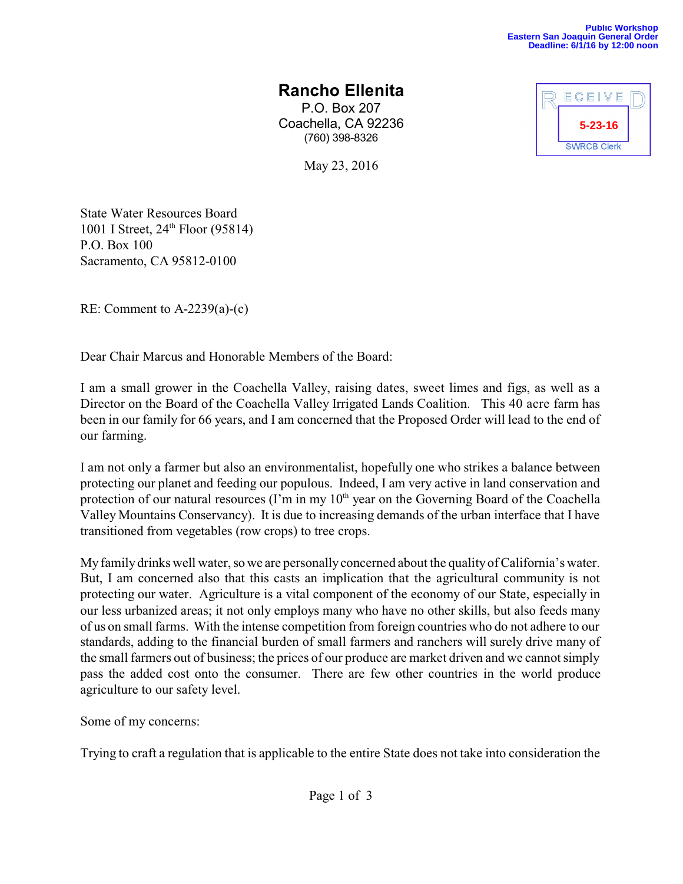Public Workshop
Eastern San Joaquin General Order
Deadline: 6/1/16 by 12:00 noon

# Rancho Ellenita

P.O. Box 207
Coachella, CA 92236
(760) 398-8326

RECEIVED
5-23-16
SWRCB Clerk

May 23, 2016

State Water Resources Board
1001 I Street, 24th Floor (95814)
P.O. Box 100
Sacramento, CA 95812-0100

RE: Comment to A-2239(a)-(c)

Dear Chair Marcus and Honorable Members of the Board:

I am a small grower in the Coachella Valley, raising dates, sweet limes and figs, as well as a Director on the Board of the Coachella Valley Irrigated Lands Coalition. This 40 acre farm has been in our family for 66 years, and I am concerned that the Proposed Order will lead to the end of our farming.

I am not only a farmer but also an environmentalist, hopefully one who strikes a balance between protecting our planet and feeding our populous. Indeed, I am very active in land conservation and protection of our natural resources (I'm in my 10th year on the Governing Board of the Coachella Valley Mountains Conservancy). It is due to increasing demands of the urban interface that I have transitioned from vegetables (row crops) to tree crops.

My family drinks well water, so we are personally concerned about the quality of California's water. But, I am concerned also that this casts an implication that the agricultural community is not protecting our water. Agriculture is a vital component of the economy of our State, especially in our less urbanized areas; it not only employs many who have no other skills, but also feeds many of us on small farms. With the intense competition from foreign countries who do not adhere to our standards, adding to the financial burden of small farmers and ranchers will surely drive many of the small farmers out of business; the prices of our produce are market driven and we cannot simply pass the added cost onto the consumer. There are few other countries in the world produce agriculture to our safety level.

Some of my concerns:

Trying to craft a regulation that is applicable to the entire State does not take into consideration the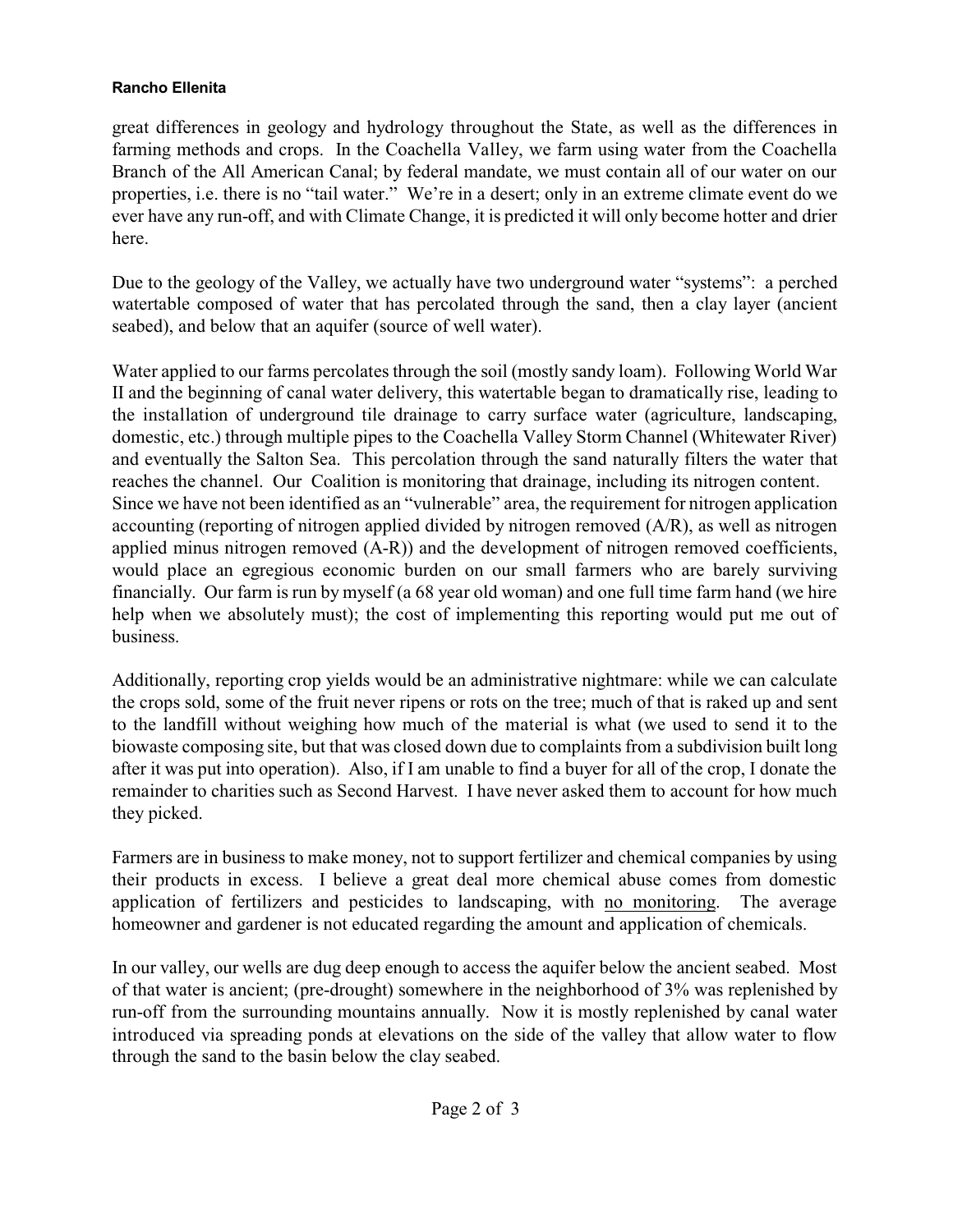great differences in geology and hydrology throughout the State, as well as the differences in farming methods and crops. In the Coachella Valley, we farm using water from the Coachella Branch of the All American Canal; by federal mandate, we must contain all of our water on our properties, i.e. there is no "tail water." We're in a desert; only in an extreme climate event do we ever have any run-off, and with Climate Change, it is predicted it will only become hotter and drier here.

Due to the geology of the Valley, we actually have two underground water "systems": a perched watertable composed of water that has percolated through the sand, then a clay layer (ancient seabed), and below that an aquifer (source of well water).

Water applied to our farms percolates through the soil (mostly sandy loam). Following World War II and the beginning of canal water delivery, this watertable began to dramatically rise, leading to the installation of underground tile drainage to carry surface water (agriculture, landscaping, domestic, etc.) through multiple pipes to the Coachella Valley Storm Channel (Whitewater River) and eventually the Salton Sea. This percolation through the sand naturally filters the water that reaches the channel. Our Coalition is monitoring that drainage, including its nitrogen content. Since we have not been identified as an "vulnerable" area, the requirement for nitrogen application accounting (reporting of nitrogen applied divided by nitrogen removed (A/R), as well as nitrogen applied minus nitrogen removed (A-R)) and the development of nitrogen removed coefficients, would place an egregious economic burden on our small farmers who are barely surviving financially. Our farm is run by myself (a 68 year old woman) and one full time farm hand (we hire help when we absolutely must); the cost of implementing this reporting would put me out of business.

Additionally, reporting crop yields would be an administrative nightmare: while we can calculate the crops sold, some of the fruit never ripens or rots on the tree; much of that is raked up and sent to the landfill without weighing how much of the material is what (we used to send it to the biowaste composing site, but that was closed down due to complaints from a subdivision built long after it was put into operation). Also, if I am unable to find a buyer for all of the crop, I donate the remainder to charities such as Second Harvest. I have never asked them to account for how much they picked.

Farmers are in business to make money, not to support fertilizer and chemical companies by using their products in excess. I believe a great deal more chemical abuse comes from domestic application of fertilizers and pesticides to landscaping, with <u>no monitoring</u>. The average homeowner and gardener is not educated regarding the amount and application of chemicals.

In our valley, our wells are dug deep enough to access the aquifer below the ancient seabed. Most of that water is ancient; (pre-drought) somewhere in the neighborhood of 3% was replenished by run-off from the surrounding mountains annually. Now it is mostly replenished by canal water introduced via spreading ponds at elevations on the side of the valley that allow water to flow through the sand to the basin below the clay seabed.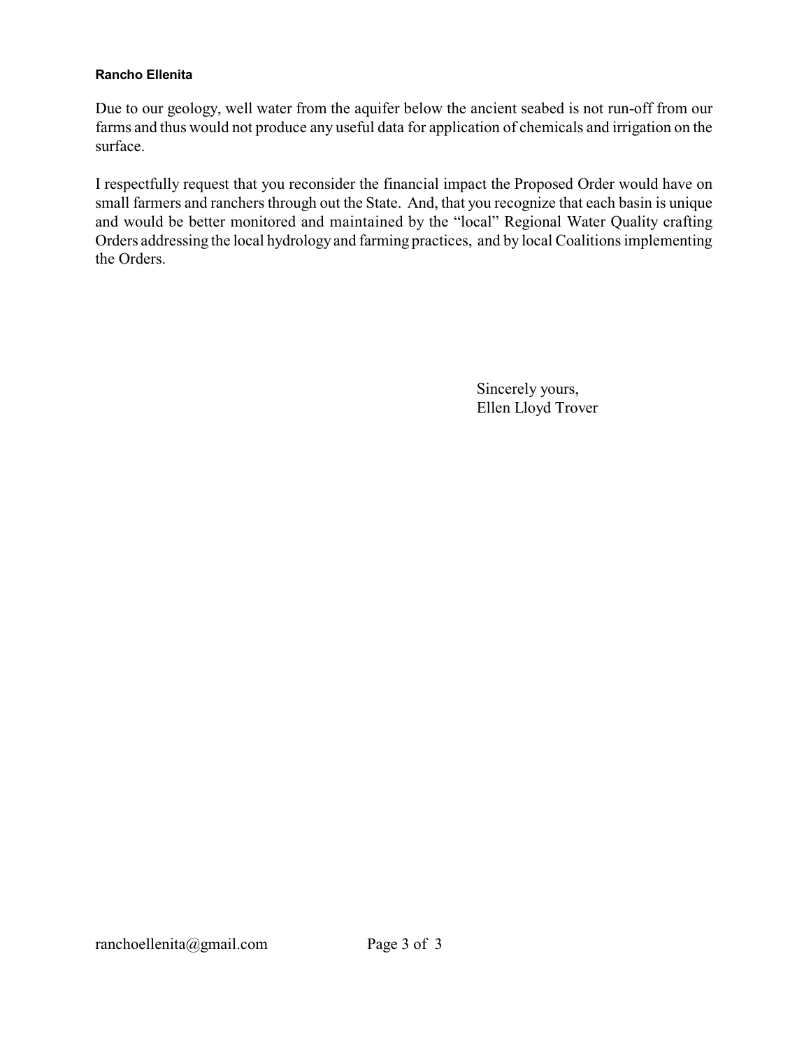Due to our geology, well water from the aquifer below the ancient seabed is not run-off from our farms and thus would not produce any useful data for application of chemicals and irrigation on the surface.

I respectfully request that you reconsider the financial impact the Proposed Order would have on small farmers and ranchers through out the State. And, that you recognize that each basin is unique and would be better monitored and maintained by the "local" Regional Water Quality crafting Orders addressing the local hydrology and farming practices, and by local Coalitions implementing the Orders.

Sincerely yours,
Ellen Lloyd Trover